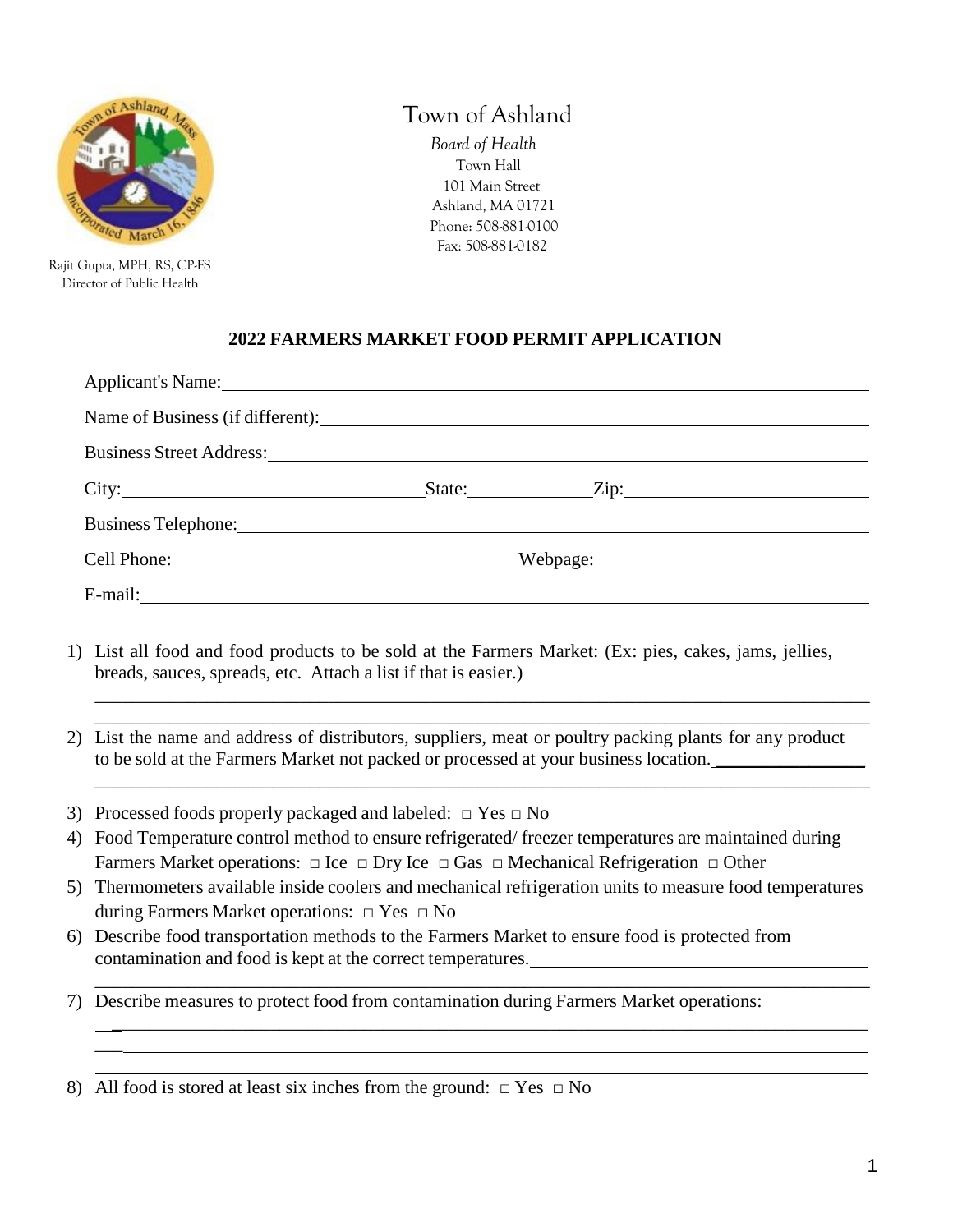Rajit Gupta, MPH, RS, CP-FS
Director of Public Health

# Town of Ashland

*Board of Health*
Town Hall
101 Main Street
Ashland, MA 01721
Phone: 508-881-0100
Fax: 508-881-0182

## 2022 FARMERS MARKET FOOD PERMIT APPLICATION

Applicant's Name: ____________________________________________

Name of Business (if different): ____________________________________________

Business Street Address: ____________________________________________

City: ____________________ State: __________ Zip: ____________________

Business Telephone: ____________________________________________

Cell Phone: ____________________ Webpage: ____________________

E-mail: ____________________________________________

1) List all food and food products to be sold at the Farmers Market: (Ex: pies, cakes, jams, jellies, breads, sauces, spreads, etc. Attach a list if that is easier.)
____________________________________________
____________________________________________
2) List the name and address of distributors, suppliers, meat or poultry packing plants for any product to be sold at the Farmers Market not packed or processed at your business location. ________________
____________________________________________
3) Processed foods properly packaged and labeled: □ Yes □ No
4) Food Temperature control method to ensure refrigerated/ freezer temperatures are maintained during Farmers Market operations: □ Ice □ Dry Ice □ Gas □ Mechanical Refrigeration □ Other
5) Thermometers available inside coolers and mechanical refrigeration units to measure food temperatures during Farmers Market operations: □ Yes □ No
6) Describe food transportation methods to the Farmers Market to ensure food is protected from contamination and food is kept at the correct temperatures. ____________________
____________________________________________
7) Describe measures to protect food from contamination during Farmers Market operations:
____________________________________________
____________________________________________
____________________________________________
8) All food is stored at least six inches from the ground: □ Yes □ No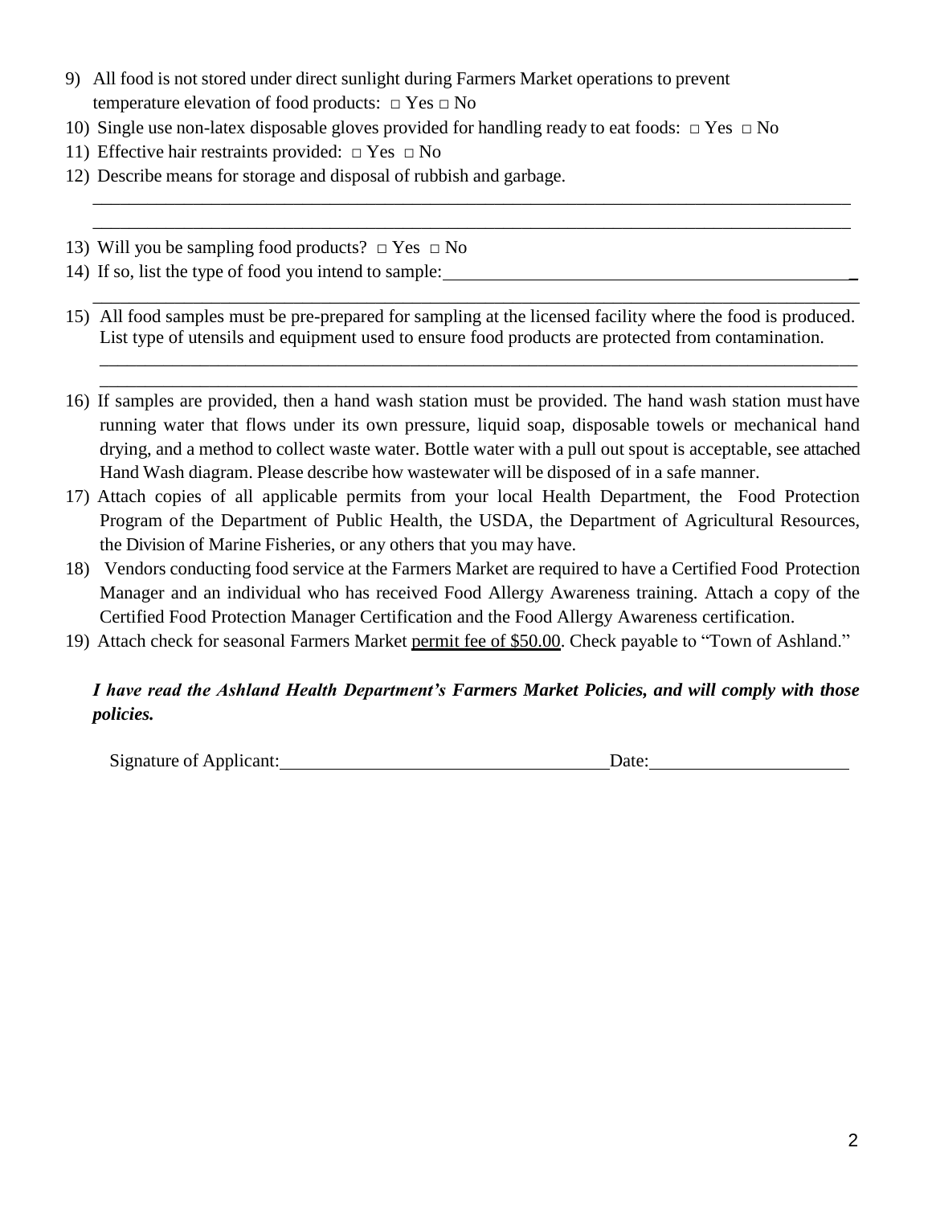9) All food is not stored under direct sunlight during Farmers Market operations to prevent temperature elevation of food products: □ Yes □ No
10) Single use non-latex disposable gloves provided for handling ready to eat foods: □ Yes □ No
11) Effective hair restraints provided: □ Yes □ No
12) Describe means for storage and disposal of rubbish and garbage.

    ______________________________________________________________________________________

    ______________________________________________________________________________________

13) Will you be sampling food products? □ Yes □ No
14) If so, list the type of food you intend to sample: ______________________________________________

    ______________________________________________________________________________________

15) All food samples must be pre-prepared for sampling at the licensed facility where the food is produced. List type of utensils and equipment used to ensure food products are protected from contamination.

    ______________________________________________________________________________________

    ______________________________________________________________________________________

16) If samples are provided, then a hand wash station must be provided. The hand wash station must have running water that flows under its own pressure, liquid soap, disposable towels or mechanical hand drying, and a method to collect waste water. Bottle water with a pull out spout is acceptable, see attached Hand Wash diagram. Please describe how wastewater will be disposed of in a safe manner.
17) Attach copies of all applicable permits from your local Health Department, the Food Protection Program of the Department of Public Health, the USDA, the Department of Agricultural Resources, the Division of Marine Fisheries, or any others that you may have.
18) Vendors conducting food service at the Farmers Market are required to have a Certified Food Protection Manager and an individual who has received Food Allergy Awareness training. Attach a copy of the Certified Food Protection Manager Certification and the Food Allergy Awareness certification.
19) Attach check for seasonal Farmers Market <u>permit fee of $50.00</u>. Check payable to "Town of Ashland."

***I have read the Ashland Health Department's Farmers Market Policies, and will comply with those policies.***

Signature of Applicant: ______________________________ Date: ____________________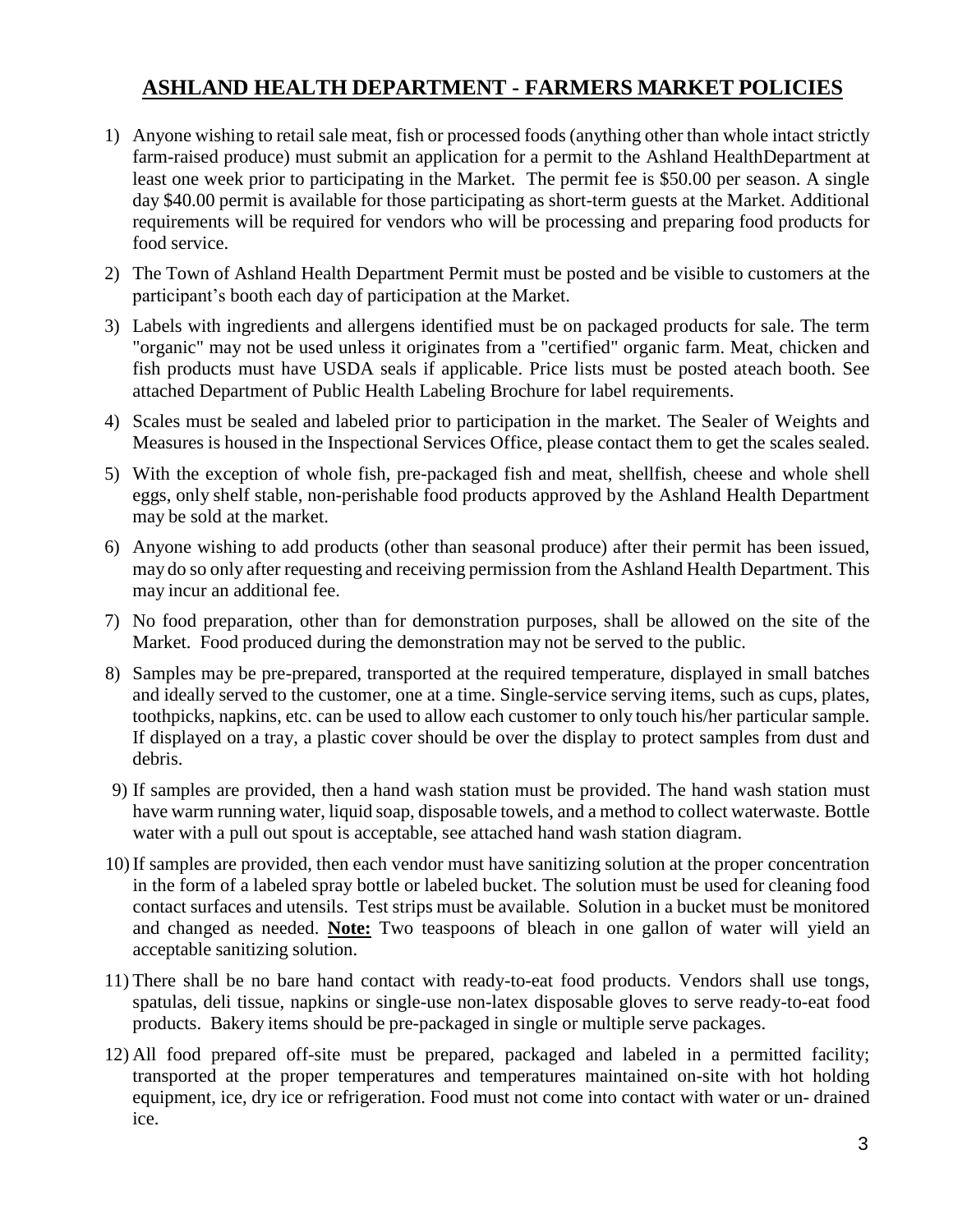## ASHLAND HEALTH DEPARTMENT - FARMERS MARKET POLICIES

1) Anyone wishing to retail sale meat, fish or processed foods (anything other than whole intact strictly farm-raised produce) must submit an application for a permit to the Ashland HealthDepartment at least one week prior to participating in the Market. The permit fee is $50.00 per season. A single day $40.00 permit is available for those participating as short-term guests at the Market. Additional requirements will be required for vendors who will be processing and preparing food products for food service.

2) The Town of Ashland Health Department Permit must be posted and be visible to customers at the participant's booth each day of participation at the Market.

3) Labels with ingredients and allergens identified must be on packaged products for sale. The term "organic" may not be used unless it originates from a "certified" organic farm. Meat, chicken and fish products must have USDA seals if applicable. Price lists must be posted ateach booth. See attached Department of Public Health Labeling Brochure for label requirements.

4) Scales must be sealed and labeled prior to participation in the market. The Sealer of Weights and Measures is housed in the Inspectional Services Office, please contact them to get the scales sealed.

5) With the exception of whole fish, pre-packaged fish and meat, shellfish, cheese and whole shell eggs, only shelf stable, non-perishable food products approved by the Ashland Health Department may be sold at the market.

6) Anyone wishing to add products (other than seasonal produce) after their permit has been issued, may do so only after requesting and receiving permission from the Ashland Health Department. This may incur an additional fee.

7) No food preparation, other than for demonstration purposes, shall be allowed on the site of the Market. Food produced during the demonstration may not be served to the public.

8) Samples may be pre-prepared, transported at the required temperature, displayed in small batches and ideally served to the customer, one at a time. Single-service serving items, such as cups, plates, toothpicks, napkins, etc. can be used to allow each customer to only touch his/her particular sample. If displayed on a tray, a plastic cover should be over the display to protect samples from dust and debris.

9) If samples are provided, then a hand wash station must be provided. The hand wash station must have warm running water, liquid soap, disposable towels, and a method to collect waterwaste. Bottle water with a pull out spout is acceptable, see attached hand wash station diagram.

10) If samples are provided, then each vendor must have sanitizing solution at the proper concentration in the form of a labeled spray bottle or labeled bucket. The solution must be used for cleaning food contact surfaces and utensils. Test strips must be available. Solution in a bucket must be monitored and changed as needed. **Note:** Two teaspoons of bleach in one gallon of water will yield an acceptable sanitizing solution.

11) There shall be no bare hand contact with ready-to-eat food products. Vendors shall use tongs, spatulas, deli tissue, napkins or single-use non-latex disposable gloves to serve ready-to-eat food products. Bakery items should be pre-packaged in single or multiple serve packages.

12) All food prepared off-site must be prepared, packaged and labeled in a permitted facility; transported at the proper temperatures and temperatures maintained on-site with hot holding equipment, ice, dry ice or refrigeration. Food must not come into contact with water or un- drained ice.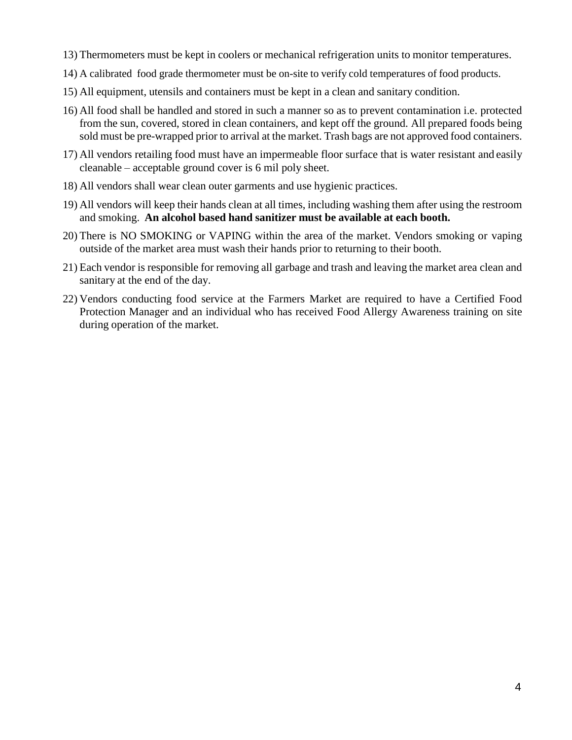13) Thermometers must be kept in coolers or mechanical refrigeration units to monitor temperatures.

14) A calibrated food grade thermometer must be on-site to verify cold temperatures of food products.

15) All equipment, utensils and containers must be kept in a clean and sanitary condition.

16) All food shall be handled and stored in such a manner so as to prevent contamination i.e. protected from the sun, covered, stored in clean containers, and kept off the ground. All prepared foods being sold must be pre-wrapped prior to arrival at the market. Trash bags are not approved food containers.

17) All vendors retailing food must have an impermeable floor surface that is water resistant and easily cleanable – acceptable ground cover is 6 mil poly sheet.

18) All vendors shall wear clean outer garments and use hygienic practices.

19) All vendors will keep their hands clean at all times, including washing them after using the restroom and smoking. **An alcohol based hand sanitizer must be available at each booth.**

20) There is NO SMOKING or VAPING within the area of the market. Vendors smoking or vaping outside of the market area must wash their hands prior to returning to their booth.

21) Each vendor is responsible for removing all garbage and trash and leaving the market area clean and sanitary at the end of the day.

22) Vendors conducting food service at the Farmers Market are required to have a Certified Food Protection Manager and an individual who has received Food Allergy Awareness training on site during operation of the market.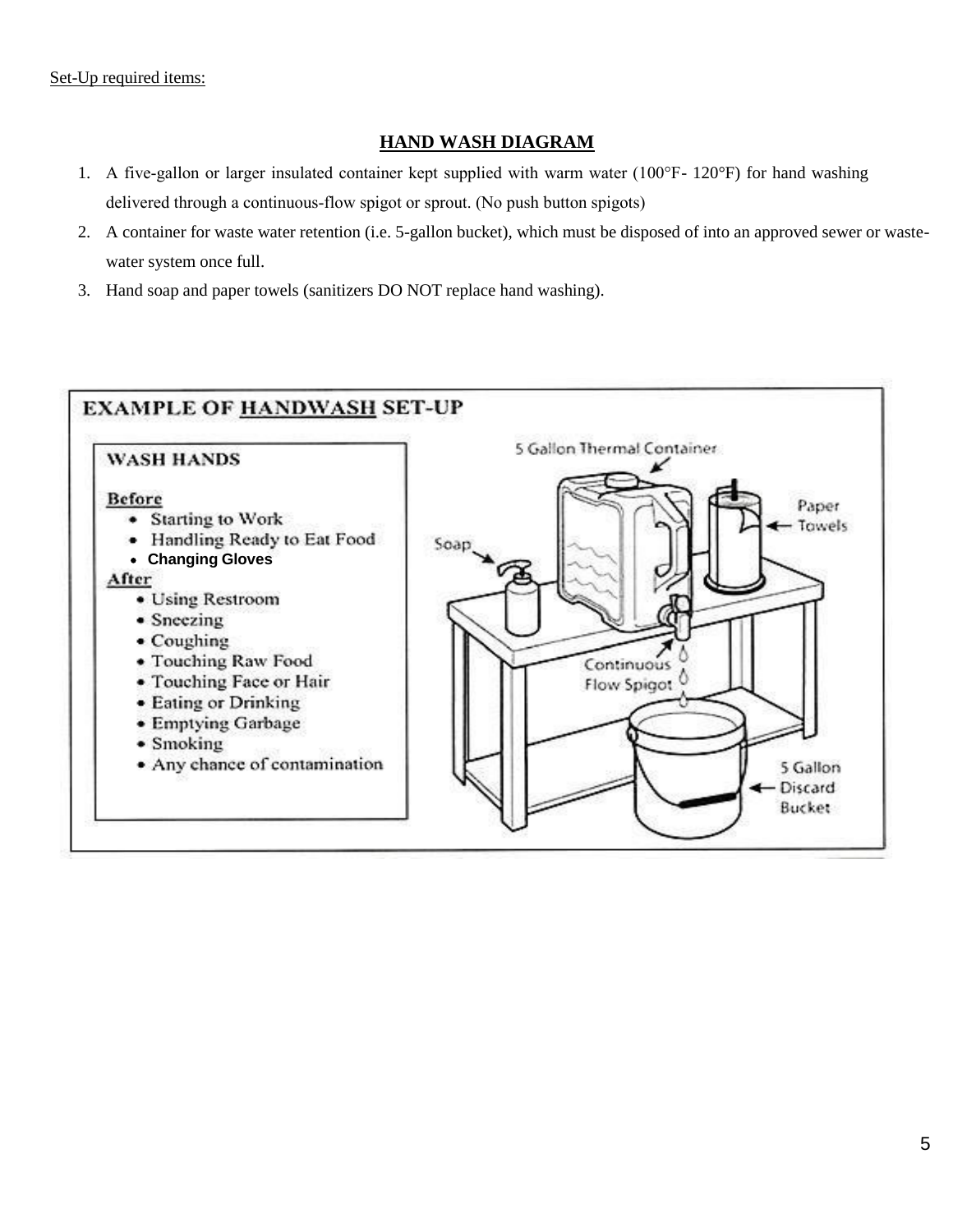Set-Up required items:

## HAND WASH DIAGRAM

1. A five-gallon or larger insulated container kept supplied with warm water (100°F- 120°F) for hand washing delivered through a continuous-flow spigot or sprout. (No push button spigots)
2. A container for waste water retention (i.e. 5-gallon bucket), which must be disposed of into an approved sewer or waste-water system once full.
3. Hand soap and paper towels (sanitizers DO NOT replace hand washing).

EXAMPLE OF HANDWASH SET-UP

WASH HANDS

Before
- Starting to Work
- Handling Ready to Eat Food
- Changing Gloves

After
- Using Restroom
- Sneezing
- Coughing
- Touching Raw Food
- Touching Face or Hair
- Eating or Drinking
- Emptying Garbage
- Smoking
- Any chance of contamination

5 Gallon Thermal Container

Paper Towels

Soap

Continuous Flow Spigot

5 Gallon Discard Bucket